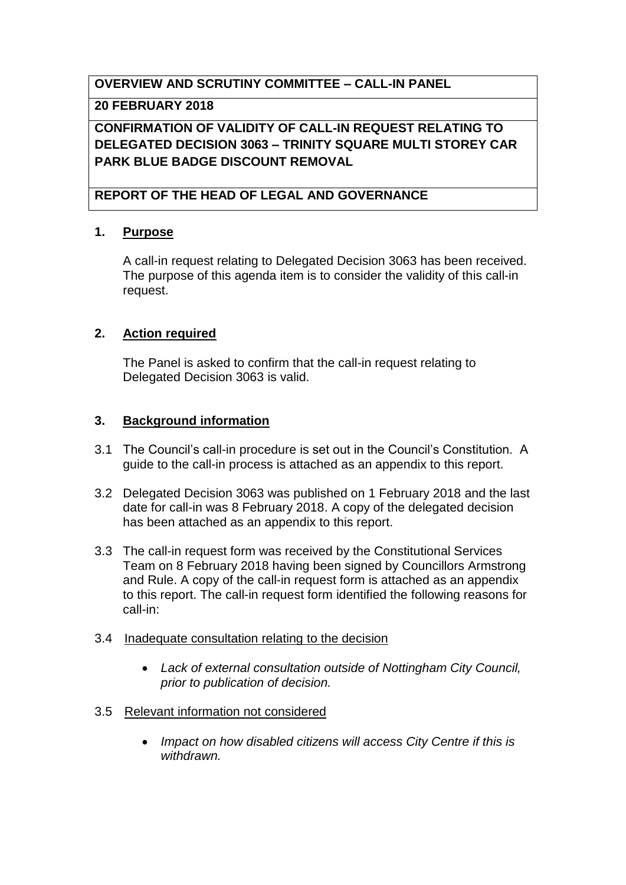**OVERVIEW AND SCRUTINY COMMITTEE – CALL-IN PANEL**

**20 FEBRUARY 2018**

**CONFIRMATION OF VALIDITY OF CALL-IN REQUEST RELATING TO DELEGATED DECISION 3063 – TRINITY SQUARE MULTI STOREY CAR PARK BLUE BADGE DISCOUNT REMOVAL**

**REPORT OF THE HEAD OF LEGAL AND GOVERNANCE**

## 1. Purpose

A call-in request relating to Delegated Decision 3063 has been received. The purpose of this agenda item is to consider the validity of this call-in request.

## 2. Action required

The Panel is asked to confirm that the call-in request relating to Delegated Decision 3063 is valid.

## 3. Background information

3.1 The Council's call-in procedure is set out in the Council's Constitution. A guide to the call-in process is attached as an appendix to this report.

3.2 Delegated Decision 3063 was published on 1 February 2018 and the last date for call-in was 8 February 2018. A copy of the delegated decision has been attached as an appendix to this report.

3.3 The call-in request form was received by the Constitutional Services Team on 8 February 2018 having been signed by Councillors Armstrong and Rule. A copy of the call-in request form is attached as an appendix to this report. The call-in request form identified the following reasons for call-in:

3.4 Inadequate consultation relating to the decision

- *Lack of external consultation outside of Nottingham City Council, prior to publication of decision.*

3.5 Relevant information not considered

- *Impact on how disabled citizens will access City Centre if this is withdrawn.*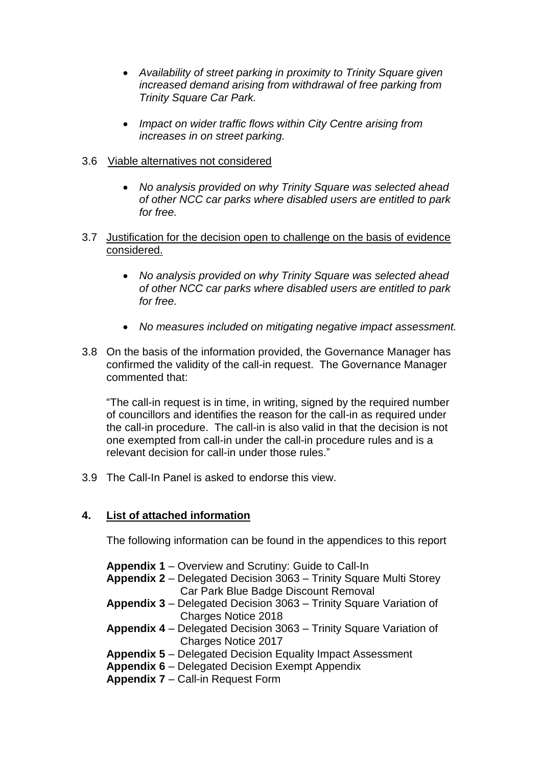- *Availability of street parking in proximity to Trinity Square given increased demand arising from withdrawal of free parking from Trinity Square Car Park.*

- *Impact on wider traffic flows within City Centre arising from increases in on street parking.*

3.6 Viable alternatives not considered

- *No analysis provided on why Trinity Square was selected ahead of other NCC car parks where disabled users are entitled to park for free.*

3.7 Justification for the decision open to challenge on the basis of evidence considered.

- *No analysis provided on why Trinity Square was selected ahead of other NCC car parks where disabled users are entitled to park for free.*

- *No measures included on mitigating negative impact assessment.*

3.8 On the basis of the information provided, the Governance Manager has confirmed the validity of the call-in request. The Governance Manager commented that:

"The call-in request is in time, in writing, signed by the required number of councillors and identifies the reason for the call-in as required under the call-in procedure. The call-in is also valid in that the decision is not one exempted from call-in under the call-in procedure rules and is a relevant decision for call-in under those rules."

3.9 The Call-In Panel is asked to endorse this view.

## 4. List of attached information

The following information can be found in the appendices to this report

**Appendix 1** – Overview and Scrutiny: Guide to Call-In
**Appendix 2** – Delegated Decision 3063 – Trinity Square Multi Storey Car Park Blue Badge Discount Removal
**Appendix 3** – Delegated Decision 3063 – Trinity Square Variation of Charges Notice 2018
**Appendix 4** – Delegated Decision 3063 – Trinity Square Variation of Charges Notice 2017
**Appendix 5** – Delegated Decision Equality Impact Assessment
**Appendix 6** – Delegated Decision Exempt Appendix
**Appendix 7** – Call-in Request Form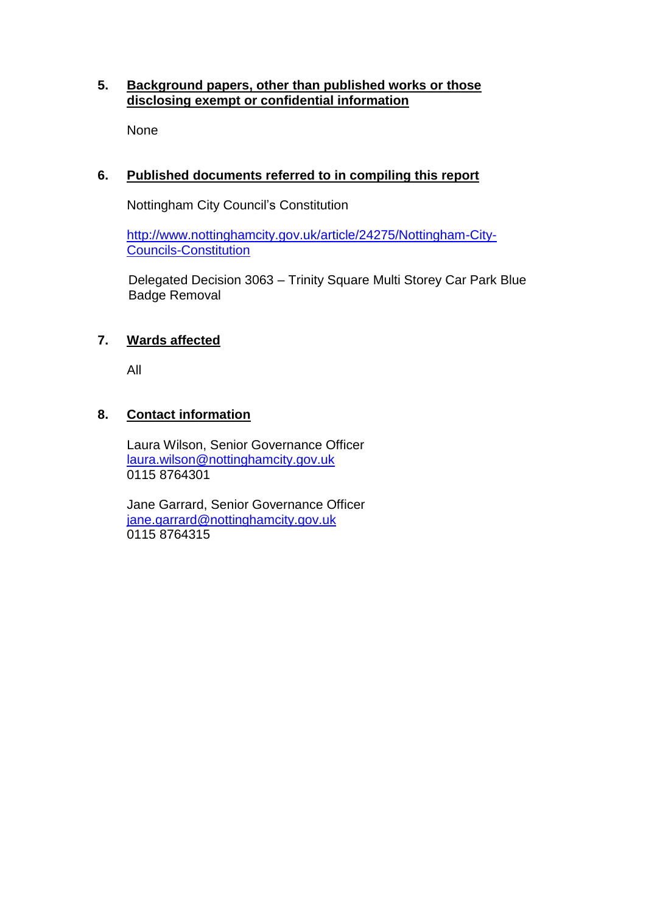## 5. Background papers, other than published works or those disclosing exempt or confidential information

None

## 6. Published documents referred to in compiling this report

Nottingham City Council's Constitution

[http://www.nottinghamcity.gov.uk/article/24275/Nottingham-City-Councils-Constitution](http://www.nottinghamcity.gov.uk/article/24275/Nottingham-City-Councils-Constitution)

Delegated Decision 3063 – Trinity Square Multi Storey Car Park Blue Badge Removal

## 7. Wards affected

All

## 8. Contact information

Laura Wilson, Senior Governance Officer
[laura.wilson@nottinghamcity.gov.uk](mailto:laura.wilson@nottinghamcity.gov.uk)
0115 8764301

Jane Garrard, Senior Governance Officer
[jane.garrard@nottinghamcity.gov.uk](mailto:jane.garrard@nottinghamcity.gov.uk)
0115 8764315